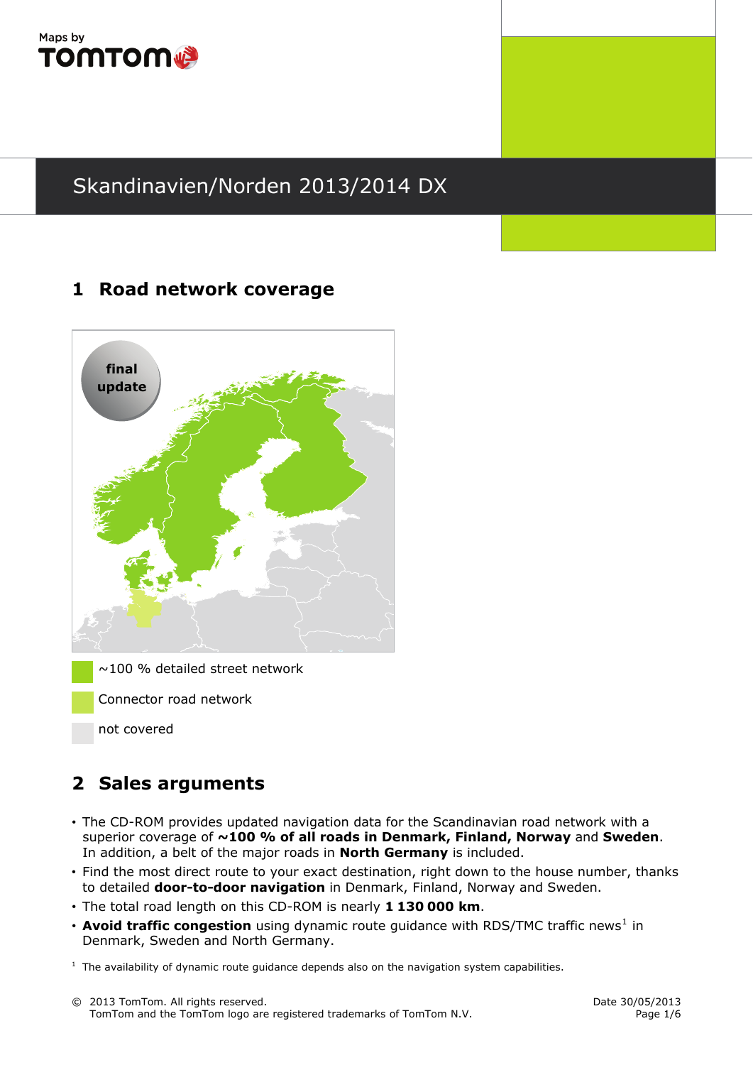Maps by TOMTOM

# Skandinavien/Norden 2013/2014 DX

## 1 Road network coverage

final update

~100 % detailed street network

Connector road network

not covered

## 2 Sales arguments

- The CD-ROM provides updated navigation data for the Scandinavian road network with a superior coverage of **~100 % of all roads in Denmark, Finland, Norway** and **Sweden**. In addition, a belt of the major roads in **North Germany** is included.
- Find the most direct route to your exact destination, right down to the house number, thanks to detailed **door-to-door navigation** in Denmark, Finland, Norway and Sweden.
- The total road length on this CD-ROM is nearly **1 130 000 km**.
- **Avoid traffic congestion** using dynamic route guidance with RDS/TMC traffic news[1] in Denmark, Sweden and North Germany.

[1] The availability of dynamic route guidance depends also on the navigation system capabilities.

© 2013 TomTom. All rights reserved.
TomTom and the TomTom logo are registered trademarks of TomTom N.V.

Date 30/05/2013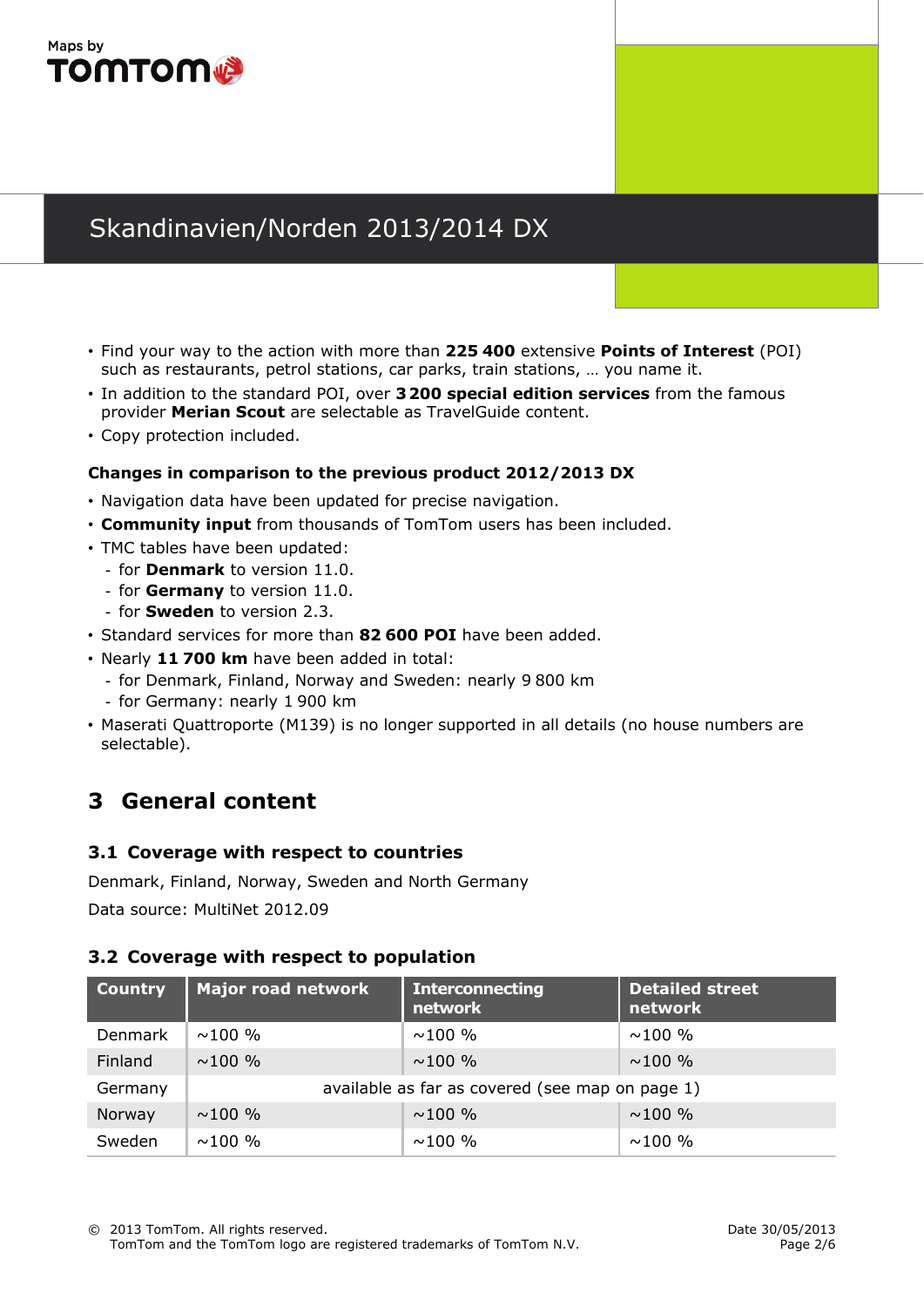# Skandinavien/Norden 2013/2014 DX

- Find your way to the action with more than **225 400** extensive **Points of Interest** (POI) such as restaurants, petrol stations, car parks, train stations, … you name it.
- In addition to the standard POI, over **3 200 special edition services** from the famous provider **Merian Scout** are selectable as TravelGuide content.
- Copy protection included.

**Changes in comparison to the previous product 2012/2013 DX**

- Navigation data have been updated for precise navigation.
- **Community input** from thousands of TomTom users has been included.
- TMC tables have been updated:
  - for **Denmark** to version 11.0.
  - for **Germany** to version 11.0.
  - for **Sweden** to version 2.3.
- Standard services for more than **82 600 POI** have been added.
- Nearly **11 700 km** have been added in total:
  - for Denmark, Finland, Norway and Sweden: nearly 9 800 km
  - for Germany: nearly 1 900 km
- Maserati Quattroporte (M139) is no longer supported in all details (no house numbers are selectable).

## 3 General content

### 3.1 Coverage with respect to countries

Denmark, Finland, Norway, Sweden and North Germany

Data source: MultiNet 2012.09

### 3.2 Coverage with respect to population

| Country | Major road network | Interconnecting network | Detailed street network |
|---|---|---|---|
| Denmark | ~100 % | ~100 % | ~100 % |
| Finland | ~100 % | ~100 % | ~100 % |
| Germany | available as far as covered (see map on page 1) | | |
| Norway | ~100 % | ~100 % | ~100 % |
| Sweden | ~100 % | ~100 % | ~100 % |

© 2013 TomTom. All rights reserved.
TomTom and the TomTom logo are registered trademarks of TomTom N.V.

Date 30/05/2013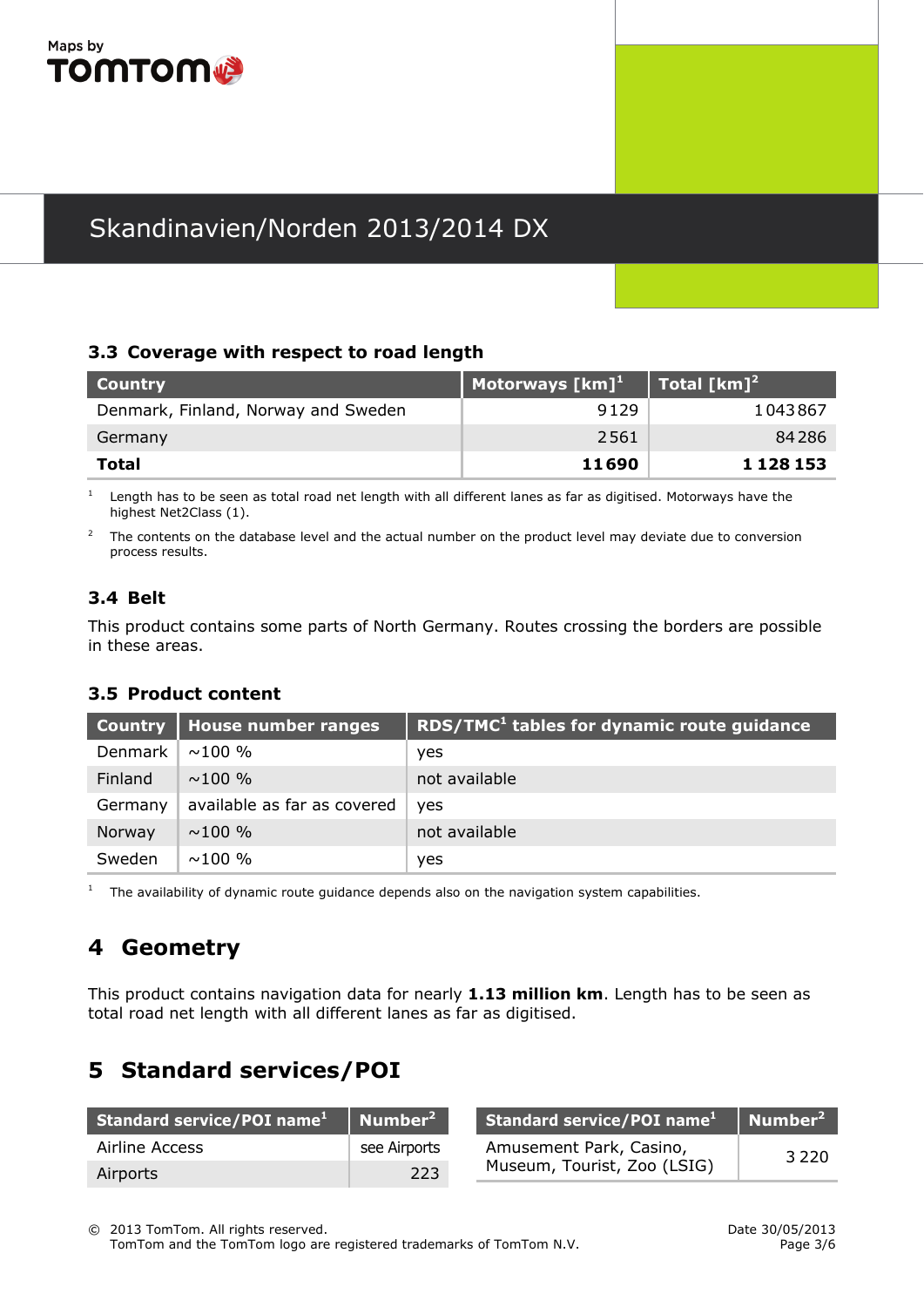### 3.3 Coverage with respect to road length

| Country | Motorways [km][1] | Total [km][2] |
|---|---|---|
| Denmark, Finland, Norway and Sweden | 9129 | 1043867 |
| Germany | 2561 | 84286 |
| **Total** | **11690** | **1 128 153** |

[1] Length has to be seen as total road net length with all different lanes as far as digitised. Motorways have the highest Net2Class (1).

[2] The contents on the database level and the actual number on the product level may deviate due to conversion process results.

### 3.4 Belt

This product contains some parts of North Germany. Routes crossing the borders are possible in these areas.

### 3.5 Product content

| Country | House number ranges | RDS/TMC[1] tables for dynamic route guidance |
|---|---|---|
| Denmark | ~100 % | yes |
| Finland | ~100 % | not available |
| Germany | available as far as covered | yes |
| Norway | ~100 % | not available |
| Sweden | ~100 % | yes |

[1] The availability of dynamic route guidance depends also on the navigation system capabilities.

## 4 Geometry

This product contains navigation data for nearly **1.13 million km**. Length has to be seen as total road net length with all different lanes as far as digitised.

## 5 Standard services/POI

| Standard service/POI name[1] | Number[2] |
|---|---|
| Airline Access | see Airports |
| Airports | 223 |

| Standard service/POI name[1] | Number[2] |
|---|---|
| Amusement Park, Casino, Museum, Tourist, Zoo (LSIG) | 3 220 |

© 2013 TomTom. All rights reserved.
TomTom and the TomTom logo are registered trademarks of TomTom N.V.

Date 30/05/2013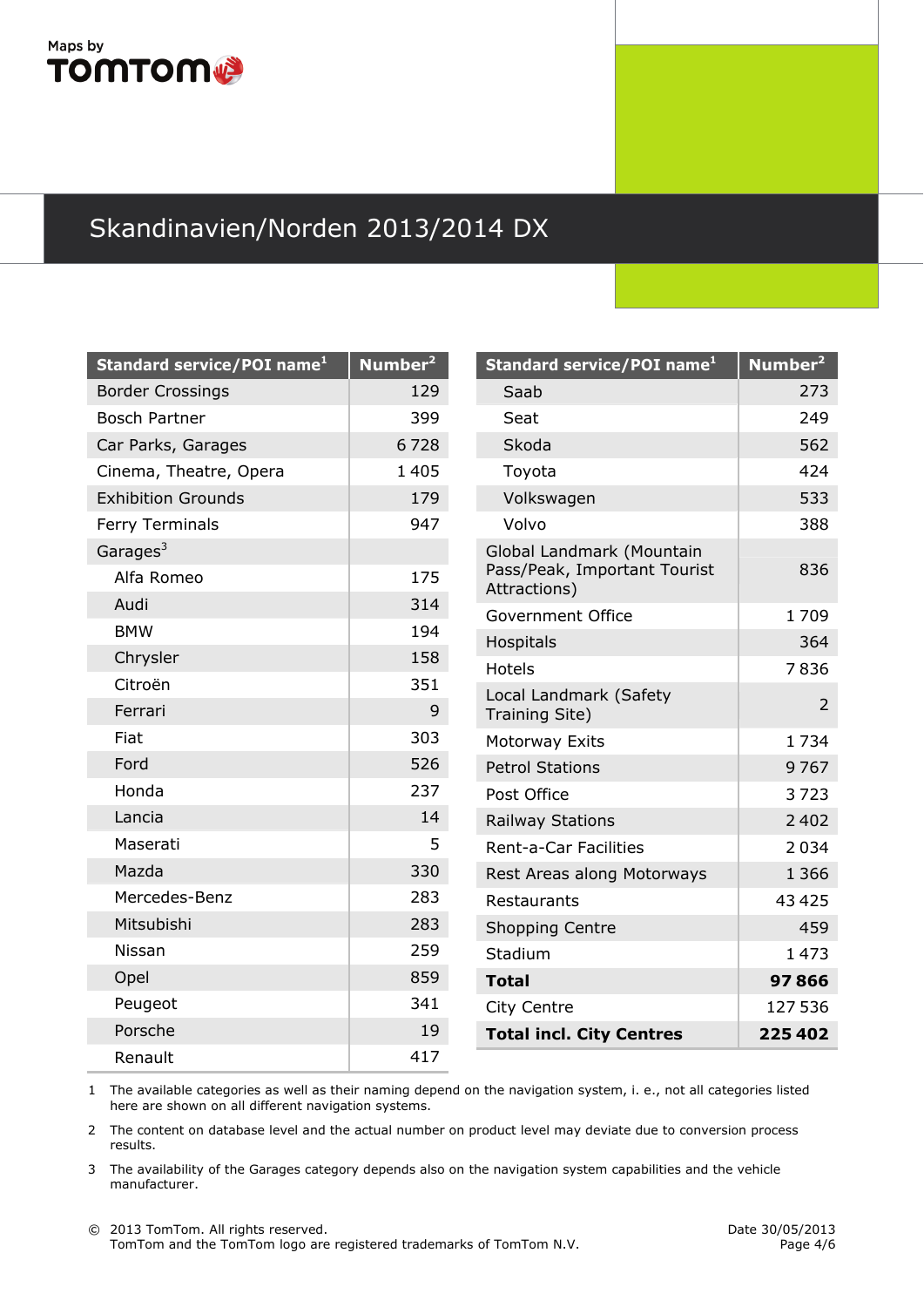Maps by TOMTOM

# Skandinavien/Norden 2013/2014 DX

| Standard service/POI name[1] | Number[2] |
|---|---|
| Border Crossings | 129 |
| Bosch Partner | 399 |
| Car Parks, Garages | 6 728 |
| Cinema, Theatre, Opera | 1 405 |
| Exhibition Grounds | 179 |
| Ferry Terminals | 947 |
| Garages[3] | |
| Alfa Romeo | 175 |
| Audi | 314 |
| BMW | 194 |
| Chrysler | 158 |
| Citroën | 351 |
| Ferrari | 9 |
| Fiat | 303 |
| Ford | 526 |
| Honda | 237 |
| Lancia | 14 |
| Maserati | 5 |
| Mazda | 330 |
| Mercedes-Benz | 283 |
| Mitsubishi | 283 |
| Nissan | 259 |
| Opel | 859 |
| Peugeot | 341 |
| Porsche | 19 |
| Renault | 417 |
| Saab | 273 |
| Seat | 249 |
| Skoda | 562 |
| Toyota | 424 |
| Volkswagen | 533 |
| Volvo | 388 |
| Global Landmark (Mountain Pass/Peak, Important Tourist Attractions) | 836 |
| Government Office | 1 709 |
| Hospitals | 364 |
| Hotels | 7 836 |
| Local Landmark (Safety Training Site) | 2 |
| Motorway Exits | 1 734 |
| Petrol Stations | 9 767 |
| Post Office | 3 723 |
| Railway Stations | 2 402 |
| Rent-a-Car Facilities | 2 034 |
| Rest Areas along Motorways | 1 366 |
| Restaurants | 43 425 |
| Shopping Centre | 459 |
| Stadium | 1 473 |
| **Total** | **97 866** |
| City Centre | 127 536 |
| **Total incl. City Centres** | **225 402** |

1 The available categories as well as their naming depend on the navigation system, i. e., not all categories listed here are shown on all different navigation systems.

2 The content on database level and the actual number on product level may deviate due to conversion process results.

3 The availability of the Garages category depends also on the navigation system capabilities and the vehicle manufacturer.

© 2013 TomTom. All rights reserved.
TomTom and the TomTom logo are registered trademarks of TomTom N.V.

Date 30/05/2013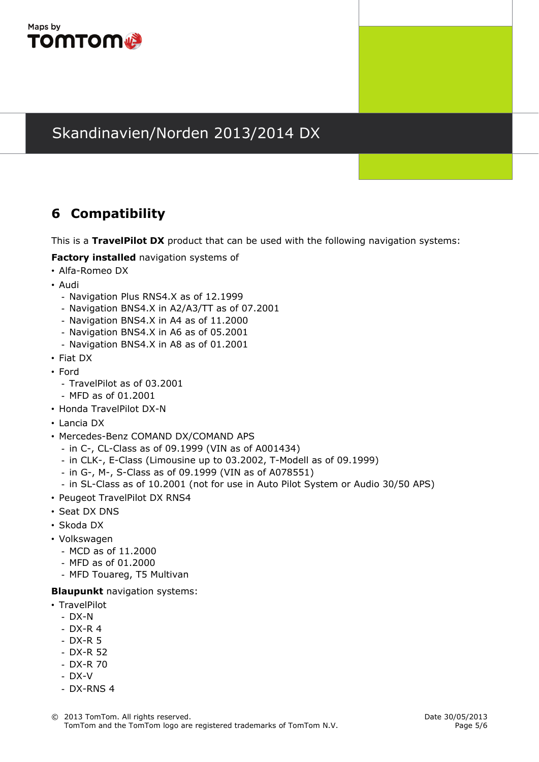# Skandinavien/Norden 2013/2014 DX

## 6 Compatibility

This is a **TravelPilot DX** product that can be used with the following navigation systems:

**Factory installed** navigation systems of

- Alfa-Romeo DX
- Audi
  - Navigation Plus RNS4.X as of 12.1999
  - Navigation BNS4.X in A2/A3/TT as of 07.2001
  - Navigation BNS4.X in A4 as of 11.2000
  - Navigation BNS4.X in A6 as of 05.2001
  - Navigation BNS4.X in A8 as of 01.2001
- Fiat DX
- Ford
  - TravelPilot as of 03.2001
  - MFD as of 01.2001
- Honda TravelPilot DX-N
- Lancia DX
- Mercedes-Benz COMAND DX/COMAND APS
  - in C-, CL-Class as of 09.1999 (VIN as of A001434)
  - in CLK-, E-Class (Limousine up to 03.2002, T-Modell as of 09.1999)
  - in G-, M-, S-Class as of 09.1999 (VIN as of A078551)
  - in SL-Class as of 10.2001 (not for use in Auto Pilot System or Audio 30/50 APS)
- Peugeot TravelPilot DX RNS4
- Seat DX DNS
- Skoda DX
- Volkswagen
  - MCD as of 11.2000
  - MFD as of 01.2000
  - MFD Touareg, T5 Multivan

**Blaupunkt** navigation systems:

- TravelPilot
  - DX-N
  - DX-R 4
  - DX-R 5
  - DX-R 52
  - DX-R 70
  - DX-V
  - DX-RNS 4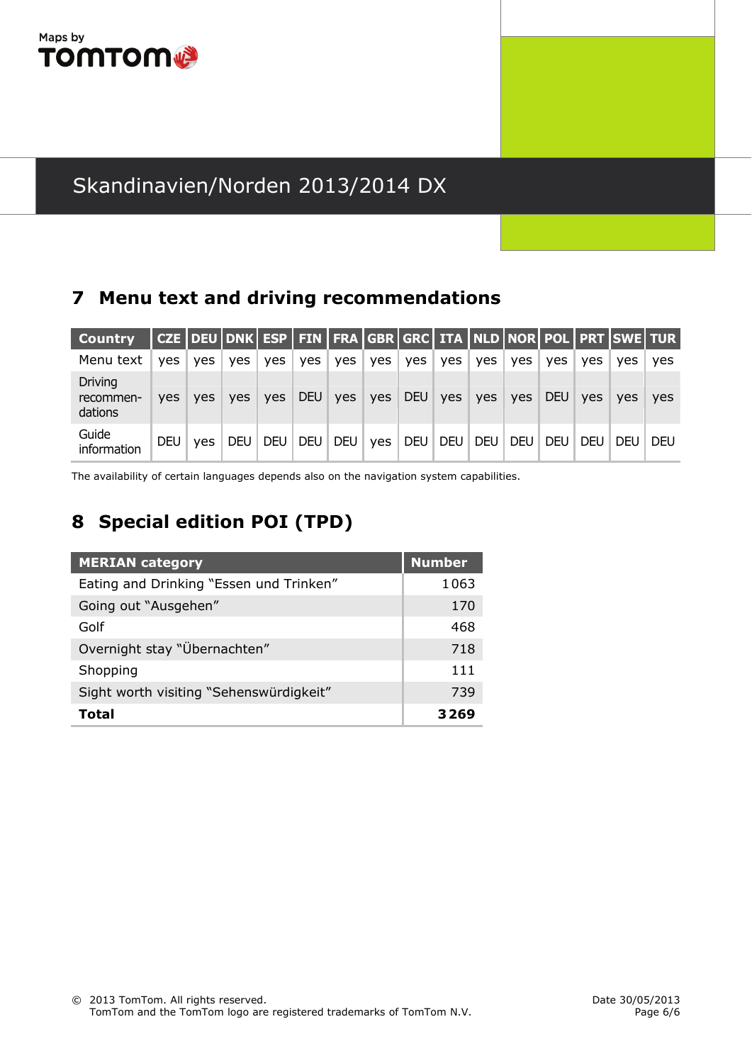Maps by TOMTOM

Skandinavien/Norden 2013/2014 DX

## 7 Menu text and driving recommendations

| Country | CZE | DEU | DNK | ESP | FIN | FRA | GBR | GRC | ITA | NLD | NOR | POL | PRT | SWE | TUR |
|---|---|---|---|---|---|---|---|---|---|---|---|---|---|---|---|
| Menu text | yes | yes | yes | yes | yes | yes | yes | yes | yes | yes | yes | yes | yes | yes | yes |
| Driving recommen-dations | yes | yes | yes | yes | DEU | yes | yes | DEU | yes | yes | yes | DEU | yes | yes | yes |
| Guide information | DEU | yes | DEU | DEU | DEU | DEU | yes | DEU | DEU | DEU | DEU | DEU | DEU | DEU | DEU |

The availability of certain languages depends also on the navigation system capabilities.

## 8 Special edition POI (TPD)

| MERIAN category | Number |
|---|---|
| Eating and Drinking "Essen und Trinken" | 1063 |
| Going out "Ausgehen" | 170 |
| Golf | 468 |
| Overnight stay "Übernachten" | 718 |
| Shopping | 111 |
| Sight worth visiting "Sehenswürdigkeit" | 739 |
| **Total** | **3269** |

© 2013 TomTom. All rights reserved.
TomTom and the TomTom logo are registered trademarks of TomTom N.V.

Date 30/05/2013